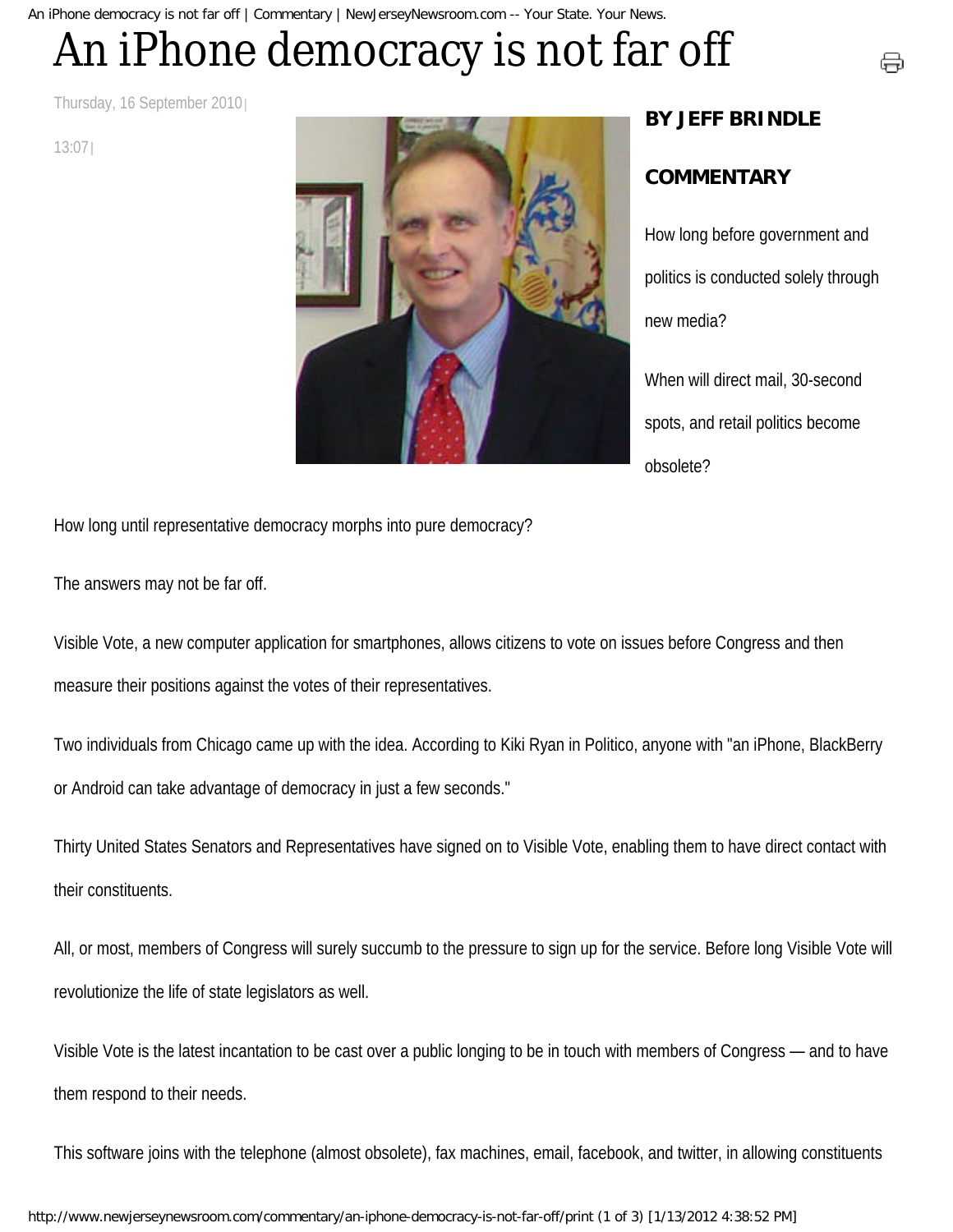# An iPhone democracy is not far off

Thursday, 16 September 2010 | 13:07 |

**BY JEFF BRINDLE**

**COMMENTARY**

How long before government and politics is conducted solely through new media?

When will direct mail, 30-second spots, and retail politics become obsolete?

How long until representative democracy morphs into pure democracy?

The answers may not be far off.

Visible Vote, a new computer application for smartphones, allows citizens to vote on issues before Congress and then measure their positions against the votes of their representatives.

Two individuals from Chicago came up with the idea. According to Kiki Ryan in Politico, anyone with "an iPhone, BlackBerry or Android can take advantage of democracy in just a few seconds."

Thirty United States Senators and Representatives have signed on to Visible Vote, enabling them to have direct contact with their constituents.

All, or most, members of Congress will surely succumb to the pressure to sign up for the service. Before long Visible Vote will revolutionize the life of state legislators as well.

Visible Vote is the latest incantation to be cast over a public longing to be in touch with members of Congress — and to have them respond to their needs.

This software joins with the telephone (almost obsolete), fax machines, email, facebook, and twitter, in allowing constituents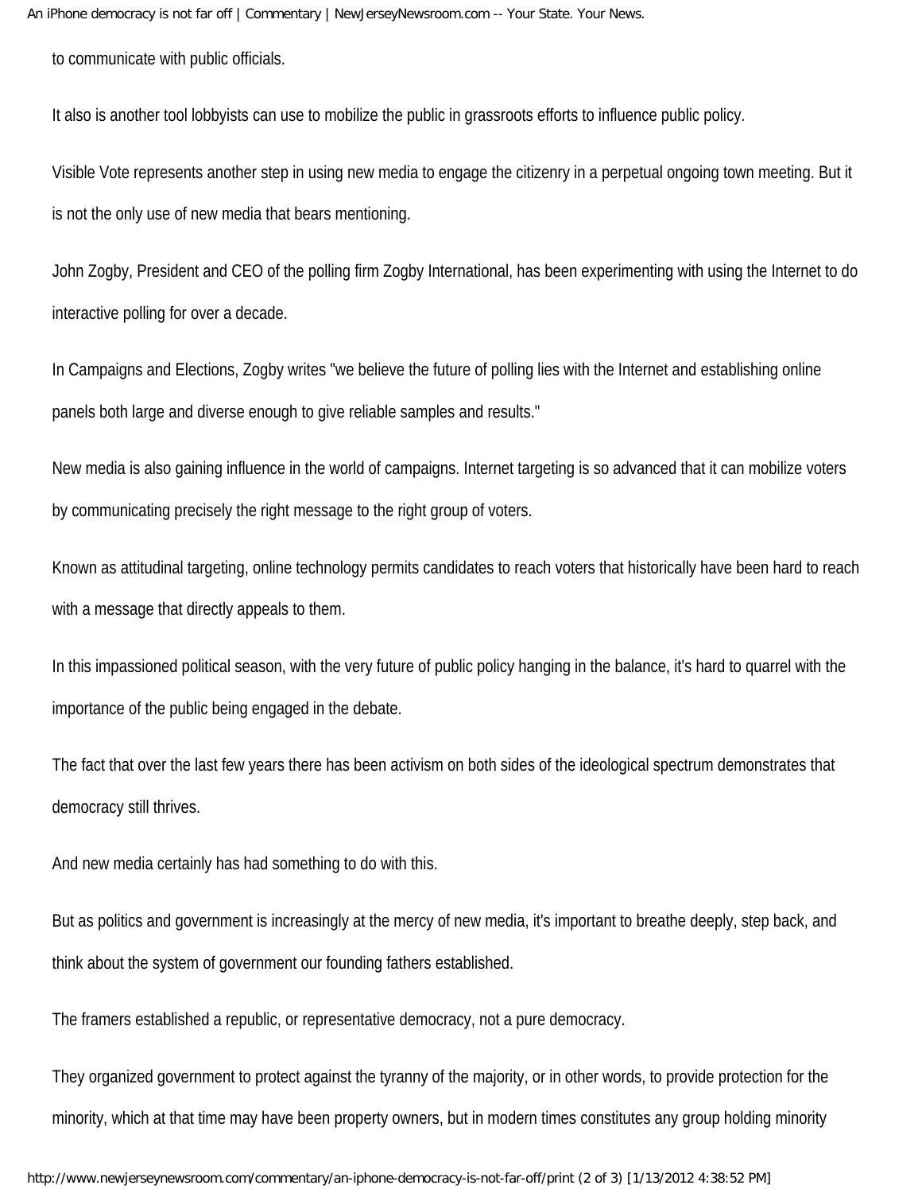to communicate with public officials.

It also is another tool lobbyists can use to mobilize the public in grassroots efforts to influence public policy.

Visible Vote represents another step in using new media to engage the citizenry in a perpetual ongoing town meeting. But it is not the only use of new media that bears mentioning.

John Zogby, President and CEO of the polling firm Zogby International, has been experimenting with using the Internet to do interactive polling for over a decade.

In Campaigns and Elections, Zogby writes "we believe the future of polling lies with the Internet and establishing online panels both large and diverse enough to give reliable samples and results."

New media is also gaining influence in the world of campaigns. Internet targeting is so advanced that it can mobilize voters by communicating precisely the right message to the right group of voters.

Known as attitudinal targeting, online technology permits candidates to reach voters that historically have been hard to reach with a message that directly appeals to them.

In this impassioned political season, with the very future of public policy hanging in the balance, it's hard to quarrel with the importance of the public being engaged in the debate.

The fact that over the last few years there has been activism on both sides of the ideological spectrum demonstrates that democracy still thrives.

And new media certainly has had something to do with this.

But as politics and government is increasingly at the mercy of new media, it's important to breathe deeply, step back, and think about the system of government our founding fathers established.

The framers established a republic, or representative democracy, not a pure democracy.

They organized government to protect against the tyranny of the majority, or in other words, to provide protection for the minority, which at that time may have been property owners, but in modern times constitutes any group holding minority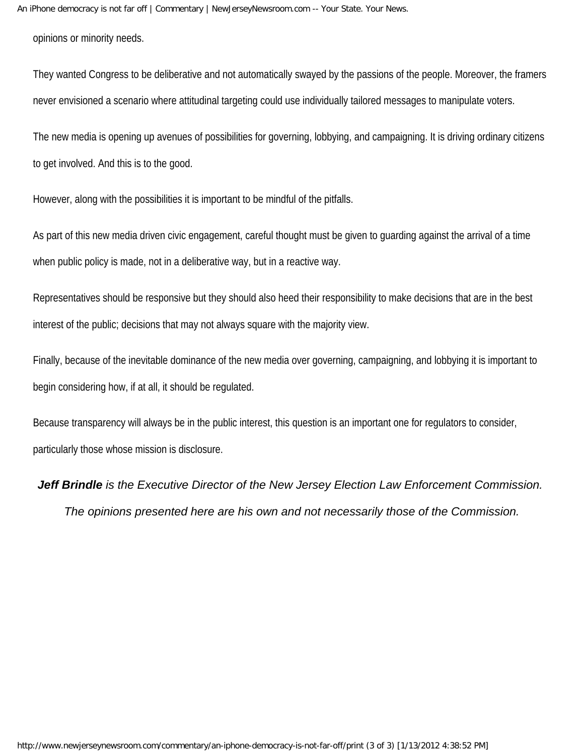opinions or minority needs.

They wanted Congress to be deliberative and not automatically swayed by the passions of the people. Moreover, the framers never envisioned a scenario where attitudinal targeting could use individually tailored messages to manipulate voters.

The new media is opening up avenues of possibilities for governing, lobbying, and campaigning. It is driving ordinary citizens to get involved. And this is to the good.

However, along with the possibilities it is important to be mindful of the pitfalls.

As part of this new media driven civic engagement, careful thought must be given to guarding against the arrival of a time when public policy is made, not in a deliberative way, but in a reactive way.

Representatives should be responsive but they should also heed their responsibility to make decisions that are in the best interest of the public; decisions that may not always square with the majority view.

Finally, because of the inevitable dominance of the new media over governing, campaigning, and lobbying it is important to begin considering how, if at all, it should be regulated.

Because transparency will always be in the public interest, this question is an important one for regulators to consider, particularly those whose mission is disclosure.

***Jeff Brindle*** *is the Executive Director of the New Jersey Election Law Enforcement Commission. The opinions presented here are his own and not necessarily those of the Commission.*